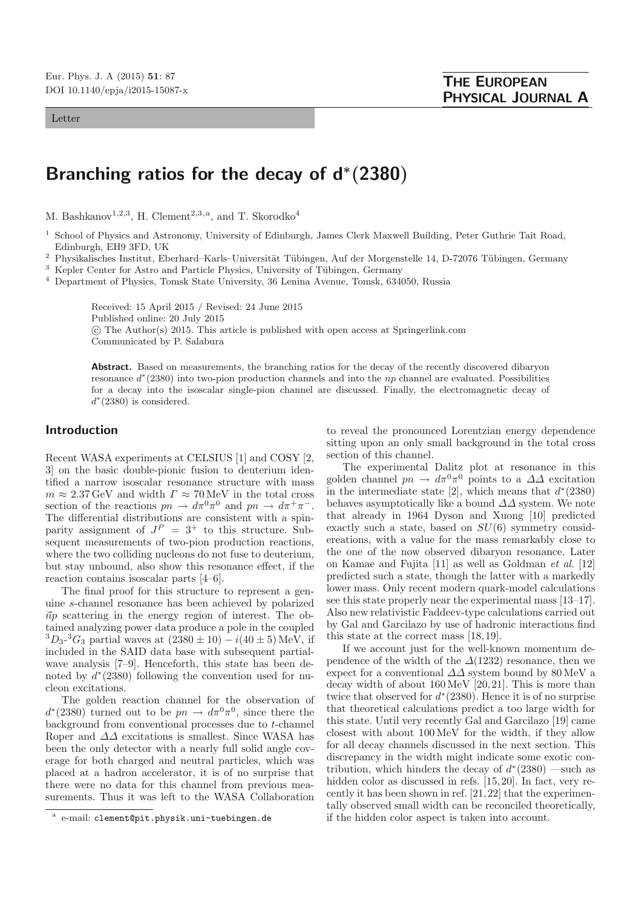Letter

# Branching ratios for the decay of d*(2380)

M. Bashkanov[1,2,3], H. Clement[2,3,a], and T. Skorodko[4]

[1] School of Physics and Astronomy, University of Edinburgh, James Clerk Maxwell Building, Peter Guthrie Tait Road, Edinburgh, EH9 3FD, UK
[2] Physikalisches Institut, Eberhard–Karls–Universität Tübingen, Auf der Morgenstelle 14, D-72076 Tübingen, Germany
[3] Kepler Center for Astro and Particle Physics, University of Tübingen, Germany
[4] Department of Physics, Tomsk State University, 36 Lenina Avenue, Tomsk, 634050, Russia

Received: 15 April 2015 / Revised: 24 June 2015
Published online: 20 July 2015
© The Author(s) 2015. This article is published with open access at Springerlink.com
Communicated by P. Salabura

**Abstract.** Based on measurements, the branching ratios for the decay of the recently discovered dibaryon resonance $d^*(2380)$ into two-pion production channels and into the $np$ channel are evaluated. Possibilities for a decay into the isoscalar single-pion channel are discussed. Finally, the electromagnetic decay of $d^*(2380)$ is considered.

## Introduction

Recent WASA experiments at CELSIUS [1] and COSY [2, 3] on the basic double-pionic fusion to deuterium identified a narrow isoscalar resonance structure with mass $m \approx 2.37\,\text{GeV}$ and width $\Gamma \approx 70\,\text{MeV}$ in the total cross section of the reactions $pn \to d\pi^0\pi^0$ and $pn \to d\pi^+\pi^-$. The differential distributions are consistent with a spin-parity assignment of $J^P = 3^+$ to this structure. Subsequent measurements of two-pion production reactions, where the two colliding nucleons do not fuse to deuterium, but stay unbound, also show this resonance effect, if the reaction contains isoscalar parts [4–6].

The final proof for this structure to represent a genuine $s$-channel resonance has been achieved by polarized $\vec{n}p$ scattering in the energy region of interest. The obtained analyzing power data produce a pole in the coupled ${}^3D_3$-${}^3G_3$ partial waves at $(2380 \pm 10) - i(40 \pm 5)\,\text{MeV}$, if included in the SAID data base with subsequent partial-wave analysis [7–9]. Henceforth, this state has been denoted by $d^*(2380)$ following the convention used for nucleon excitations.

The golden reaction channel for the observation of $d^*(2380)$ turned out to be $pn \to d\pi^0\pi^0$, since there the background from conventional processes due to $t$-channel Roper and $\Delta\Delta$ excitations is smallest. Since WASA has been the only detector with a nearly full solid angle coverage for both charged and neutral particles, which was placed at a hadron accelerator, it is of no surprise that there were no data for this channel from previous measurements. Thus it was left to the WASA Collaboration to reveal the pronounced Lorentzian energy dependence sitting upon an only small background in the total cross section of this channel.

The experimental Dalitz plot at resonance in this golden channel $pn \to d\pi^0\pi^0$ points to a $\Delta\Delta$ excitation in the intermediate state [2], which means that $d^*(2380)$ behaves asymptotically like a bound $\Delta\Delta$ system. We note that already in 1964 Dyson and Xuong [10] predicted exactly such a state, based on $SU(6)$ symmetry considereations, with a value for the mass remarkably close to the one of the now observed dibaryon resonance. Later on Kamae and Fujita [11] as well as Goldman *et al.* [12] predicted such a state, though the latter with a markedly lower mass. Only recent modern quark-model calculations see this state properly near the experimental mass [13–17]. Also new relativistic Faddeev-type calculations carried out by Gal and Garcilazo by use of hadronic interactions find this state at the correct mass [18,19].

If we account just for the well-known momentum dependence of the width of the $\Delta(1232)$ resonance, then we expect for a conventional $\Delta\Delta$ system bound by 80 MeV a decay width of about 160 MeV [20,21]. This is more than twice that observed for $d^*(2380)$. Hence it is of no surprise that theoretical calculations predict a too large width for this state. Until very recently Gal and Garcilazo [19] came closest with about 100 MeV for the width, if they allow for all decay channels discussed in the next section. This discrepancy in the width might indicate some exotic contribution, which hinders the decay of $d^*(2380)$ —such as hidden color as discussed in refs. [15,20]. In fact, very recently it has been shown in ref. [21,22] that the experimentally observed small width can be reconciled theoretically, if the hidden color aspect is taken into account.

[a] e-mail: clement@pit.physik.uni-tuebingen.de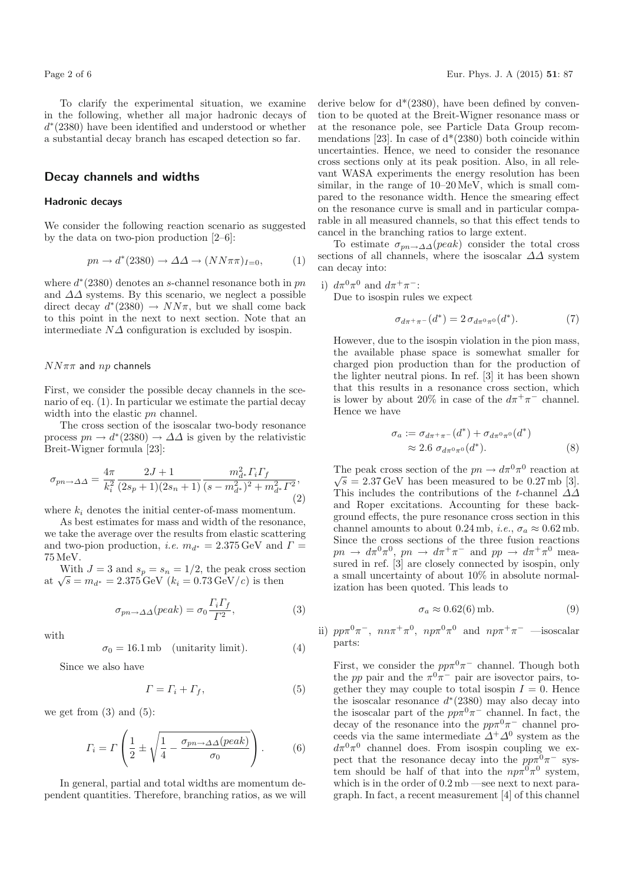To clarify the experimental situation, we examine in the following, whether all major hadronic decays of $d^*(2380)$ have been identified and understood or whether a substantial decay branch has escaped detection so far.

## Decay channels and widths

### Hadronic decays

We consider the following reaction scenario as suggested by the data on two-pion production [2–6]:

$$pn \to d^*(2380) \to \Delta\Delta \to (NN\pi\pi)_{I=0}, \tag{1}$$

where $d^*(2380)$ denotes an $s$-channel resonance both in $pn$ and $\Delta\Delta$ systems. By this scenario, we neglect a possible direct decay $d^*(2380) \to NN\pi$, but we shall come back to this point in the next to next section. Note that an intermediate $N\Delta$ configuration is excluded by isospin.

#### $NN\pi\pi$ and $np$ channels

First, we consider the possible decay channels in the scenario of eq. (1). In particular we estimate the partial decay width into the elastic $pn$ channel.

The cross section of the isoscalar two-body resonance process $pn \to d^*(2380) \to \Delta\Delta$ is given by the relativistic Breit-Wigner formula [23]:

$$\sigma_{pn\to\Delta\Delta} = \frac{4\pi}{k_i^2}\frac{2J+1}{(2s_p+1)(2s_n+1)}\frac{m_{d^*}^2\Gamma_i\Gamma_f}{(s-m_{d^*}^2)^2+m_{d^*}^2\Gamma^2}, \tag{2}$$

where $k_i$ denotes the initial center-of-mass momentum.

As best estimates for mass and width of the resonance, we take the average over the results from elastic scattering and two-pion production, *i.e.* $m_{d^*} = 2.375\,\text{GeV}$ and $\Gamma = 75\,\text{MeV}$.

With $J = 3$ and $s_p = s_n = 1/2$, the peak cross section at $\sqrt{s} = m_{d^*} = 2.375\,\text{GeV}$ ($k_i = 0.73\,\text{GeV}/c$) is then

$$\sigma_{pn\to\Delta\Delta}(peak) = \sigma_0\frac{\Gamma_i\Gamma_f}{\Gamma^2}, \tag{3}$$

with

$$\sigma_0 = 16.1\,\text{mb} \quad \text{(unitarity limit)}. \tag{4}$$

Since we also have

$$\Gamma = \Gamma_i + \Gamma_f, \tag{5}$$

we get from (3) and (5):

$$\Gamma_i = \Gamma\left(\frac{1}{2} \pm \sqrt{\frac{1}{4} - \frac{\sigma_{pn\to\Delta\Delta}(peak)}{\sigma_0}}\right). \tag{6}$$

In general, partial and total widths are momentum dependent quantities. Therefore, branching ratios, as we will derive below for d*(2380), have been defined by convention to be quoted at the Breit-Wigner resonance mass or at the resonance pole, see Particle Data Group recommendations [23]. In case of d*(2380) both coincide within uncertainties. Hence, we need to consider the resonance cross sections only at its peak position. Also, in all relevant WASA experiments the energy resolution has been similar, in the range of 10–20 MeV, which is small compared to the resonance width. Hence the smearing effect on the resonance curve is small and in particular comparable in all measured channels, so that this effect tends to cancel in the branching ratios to large extent.

To estimate $\sigma_{pn\to\Delta\Delta}(peak)$ consider the total cross sections of all channels, where the isoscalar $\Delta\Delta$ system can decay into:

i) $d\pi^0\pi^0$ and $d\pi^+\pi^-$:
Due to isospin rules we expect

$$\sigma_{d\pi^+\pi^-}(d^*) = 2\,\sigma_{d\pi^0\pi^0}(d^*). \tag{7}$$

However, due to the isospin violation in the pion mass, the available phase space is somewhat smaller for charged pion production than for the production of the lighter neutral pions. In ref. [3] it has been shown that this results in a resonance cross section, which is lower by about 20% in case of the $d\pi^+\pi^-$ channel. Hence we have

$$\sigma_a := \sigma_{d\pi^+\pi^-}(d^*) + \sigma_{d\pi^0\pi^0}(d^*) \approx 2.6\,\sigma_{d\pi^0\pi^0}(d^*). \tag{8}$$

The peak cross section of the $pn \to d\pi^0\pi^0$ reaction at $\sqrt{s} = 2.37\,\text{GeV}$ has been measured to be 0.27 mb [3]. This includes the contributions of the $t$-channel $\Delta\Delta$ and Roper excitations. Accounting for these background effects, the pure resonance cross section in this channel amounts to about 0.24 mb, *i.e.*, $\sigma_a \approx 0.62\,\text{mb}$. Since the cross sections of the three fusion reactions $pn \to d\pi^0\pi^0$, $pn \to d\pi^+\pi^-$ and $pp \to d\pi^+\pi^0$ measured in ref. [3] are closely connected by isospin, only a small uncertainty of about 10% in absolute normalization has been quoted. This leads to

$$\sigma_a \approx 0.62(6)\,\text{mb}. \tag{9}$$

ii) $pp\pi^0\pi^-$, $nn\pi^+\pi^0$, $np\pi^0\pi^0$ and $np\pi^+\pi^-$ —isoscalar parts:

First, we consider the $pp\pi^0\pi^-$ channel. Though both the $pp$ pair and the $\pi^0\pi^-$ pair are isovector pairs, together they may couple to total isospin $I = 0$. Hence the isoscalar resonance $d^*(2380)$ may also decay into the isoscalar part of the $pp\pi^0\pi^-$ channel. In fact, the decay of the resonance into the $pp\pi^0\pi^-$ channel proceeds via the same intermediate $\Delta^+\Delta^0$ system as the $d\pi^0\pi^0$ channel does. From isospin coupling we expect that the resonance decay into the $pp\pi^0\pi^-$ system should be half of that into the $np\pi^0\pi^0$ system, which is in the order of 0.2 mb —see next to next paragraph. In fact, a recent measurement [4] of this channel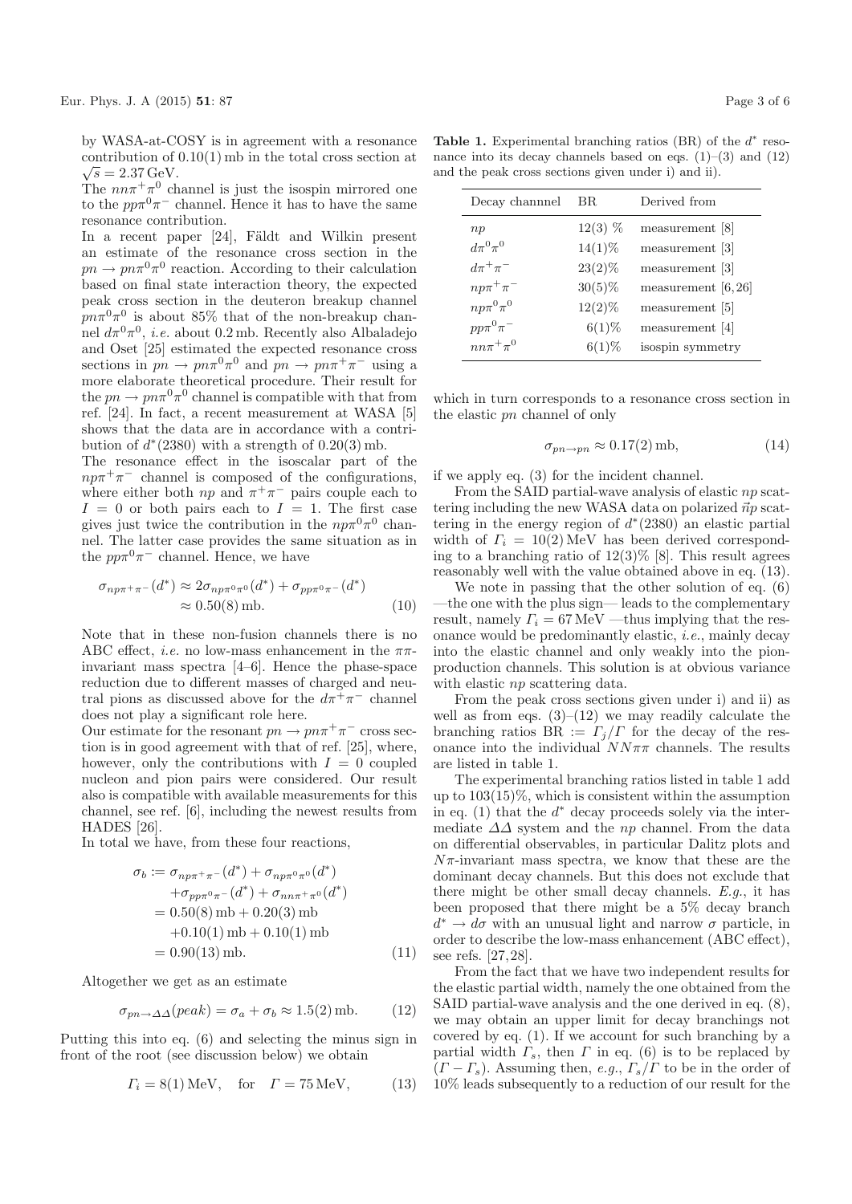by WASA-at-COSY is in agreement with a resonance contribution of 0.10(1) mb in the total cross section at $\sqrt{s} = 2.37\,\text{GeV}$.

The $nn\pi^+\pi^0$ channel is just the isospin mirrored one to the $pp\pi^0\pi^-$ channel. Hence it has to have the same resonance contribution.

In a recent paper [24], Fäldt and Wilkin present an estimate of the resonance cross section in the $pn \to pn\pi^0\pi^0$ reaction. According to their calculation based on final state interaction theory, the expected peak cross section in the deuteron breakup channel $pn\pi^0\pi^0$ is about 85% that of the non-breakup channel $d\pi^0\pi^0$, *i.e.* about 0.2 mb. Recently also Albaladejo and Oset [25] estimated the expected resonance cross sections in $pn \to pn\pi^0\pi^0$ and $pn \to pn\pi^+\pi^-$ using a more elaborate theoretical procedure. Their result for the $pn \to pn\pi^0\pi^0$ channel is compatible with that from ref. [24]. In fact, a recent measurement at WASA [5] shows that the data are in accordance with a contribution of $d^*(2380)$ with a strength of 0.20(3) mb.

The resonance effect in the isoscalar part of the $np\pi^+\pi^-$ channel is composed of the configurations, where either both $np$ and $\pi^+\pi^-$ pairs couple each to $I = 0$ or both pairs each to $I = 1$. The first case gives just twice the contribution in the $np\pi^0\pi^0$ channel. The latter case provides the same situation as in the $pp\pi^0\pi^-$ channel. Hence, we have

$$\sigma_{np\pi^+\pi^-}(d^*) \approx 2\sigma_{np\pi^0\pi^0}(d^*) + \sigma_{pp\pi^0\pi^-}(d^*) \approx 0.50(8)\,\text{mb}. \tag{10}$$

Note that in these non-fusion channels there is no ABC effect, *i.e.* no low-mass enhancement in the $\pi\pi$-invariant mass spectra [4–6]. Hence the phase-space reduction due to different masses of charged and neutral pions as discussed above for the $d\pi^+\pi^-$ channel does not play a significant role here.

Our estimate for the resonant $pn \to pn\pi^+\pi^-$ cross section is in good agreement with that of ref. [25], where, however, only the contributions with $I = 0$ coupled nucleon and pion pairs were considered. Our result also is compatible with available measurements for this channel, see ref. [6], including the newest results from HADES [26].

In total we have, from these four reactions,

$$\begin{aligned}
\sigma_b := \, & \sigma_{np\pi^+\pi^-}(d^*) + \sigma_{np\pi^0\pi^0}(d^*) \\
& + \sigma_{pp\pi^0\pi^-}(d^*) + \sigma_{nn\pi^+\pi^0}(d^*) \\
= \, & 0.50(8)\,\text{mb} + 0.20(3)\,\text{mb} \\
& + 0.10(1)\,\text{mb} + 0.10(1)\,\text{mb} \\
= \, & 0.90(13)\,\text{mb}.
\end{aligned} \tag{11}$$

Altogether we get as an estimate

$$\sigma_{pn\to\Delta\Delta}(peak) = \sigma_a + \sigma_b \approx 1.5(2)\,\text{mb}. \tag{12}$$

Putting this into eq. (6) and selecting the minus sign in front of the root (see discussion below) we obtain

$$\Gamma_i = 8(1)\,\text{MeV}, \quad \text{for} \quad \Gamma = 75\,\text{MeV}, \tag{13}$$

which in turn corresponds to a resonance cross section in the elastic $pn$ channel of only

$$\sigma_{pn\to pn} \approx 0.17(2)\,\text{mb}, \tag{14}$$

if we apply eq. (3) for the incident channel.

From the SAID partial-wave analysis of elastic $np$ scattering including the new WASA data on polarized $\vec{n}p$ scattering in the energy region of $d^*(2380)$ an elastic partial width of $\Gamma_i = 10(2)\,\text{MeV}$ has been derived corresponding to a branching ratio of 12(3)% [8]. This result agrees reasonably well with the value obtained above in eq. (13).

We note in passing that the other solution of eq. (6) —the one with the plus sign— leads to the complementary result, namely $\Gamma_i = 67\,\text{MeV}$ —thus implying that the resonance would be predominantly elastic, *i.e.*, mainly decay into the elastic channel and only weakly into the pion-production channels. This solution is at obvious variance with elastic $np$ scattering data.

From the peak cross sections given under i) and ii) as well as from eqs. (3)–(12) we may readily calculate the branching ratios BR := $\Gamma_j/\Gamma$ for the decay of the resonance into the individual $NN\pi\pi$ channels. The results are listed in table 1.

**Table 1.** Experimental branching ratios (BR) of the $d^*$ resonance into its decay channels based on eqs. (1)–(3) and (12) and the peak cross sections given under i) and ii).

| Decay channnel | BR | Derived from |
|---|---|---|
| $np$ | 12(3) % | measurement [8] |
| $d\pi^0\pi^0$ | 14(1)% | measurement [3] |
| $d\pi^+\pi^-$ | 23(2)% | measurement [3] |
| $np\pi^+\pi^-$ | 30(5)% | measurement [6,26] |
| $np\pi^0\pi^0$ | 12(2)% | measurement [5] |
| $pp\pi^0\pi^-$ | 6(1)% | measurement [4] |
| $nn\pi^+\pi^0$ | 6(1)% | isospin symmetry |

The experimental branching ratios listed in table 1 add up to 103(15)%, which is consistent within the assumption in eq. (1) that the $d^*$ decay proceeds solely via the intermediate $\Delta\Delta$ system and the $np$ channel. From the data on differential observables, in particular Dalitz plots and $N\pi$-invariant mass spectra, we know that these are the dominant decay channels. But this does not exclude that there might be other small decay channels. *E.g.*, it has been proposed that there might be a 5% decay branch $d^* \to d\sigma$ with an unusual light and narrow $\sigma$ particle, in order to describe the low-mass enhancement (ABC effect), see refs. [27,28].

From the fact that we have two independent results for the elastic partial width, namely the one obtained from the SAID partial-wave analysis and the one derived in eq. (8), we may obtain an upper limit for decay branchings not covered by eq. (1). If we account for such branching by a partial width $\Gamma_s$, then $\Gamma$ in eq. (6) is to be replaced by $(\Gamma - \Gamma_s)$. Assuming then, *e.g.*, $\Gamma_s/\Gamma$ to be in the order of 10% leads subsequently to a reduction of our result for the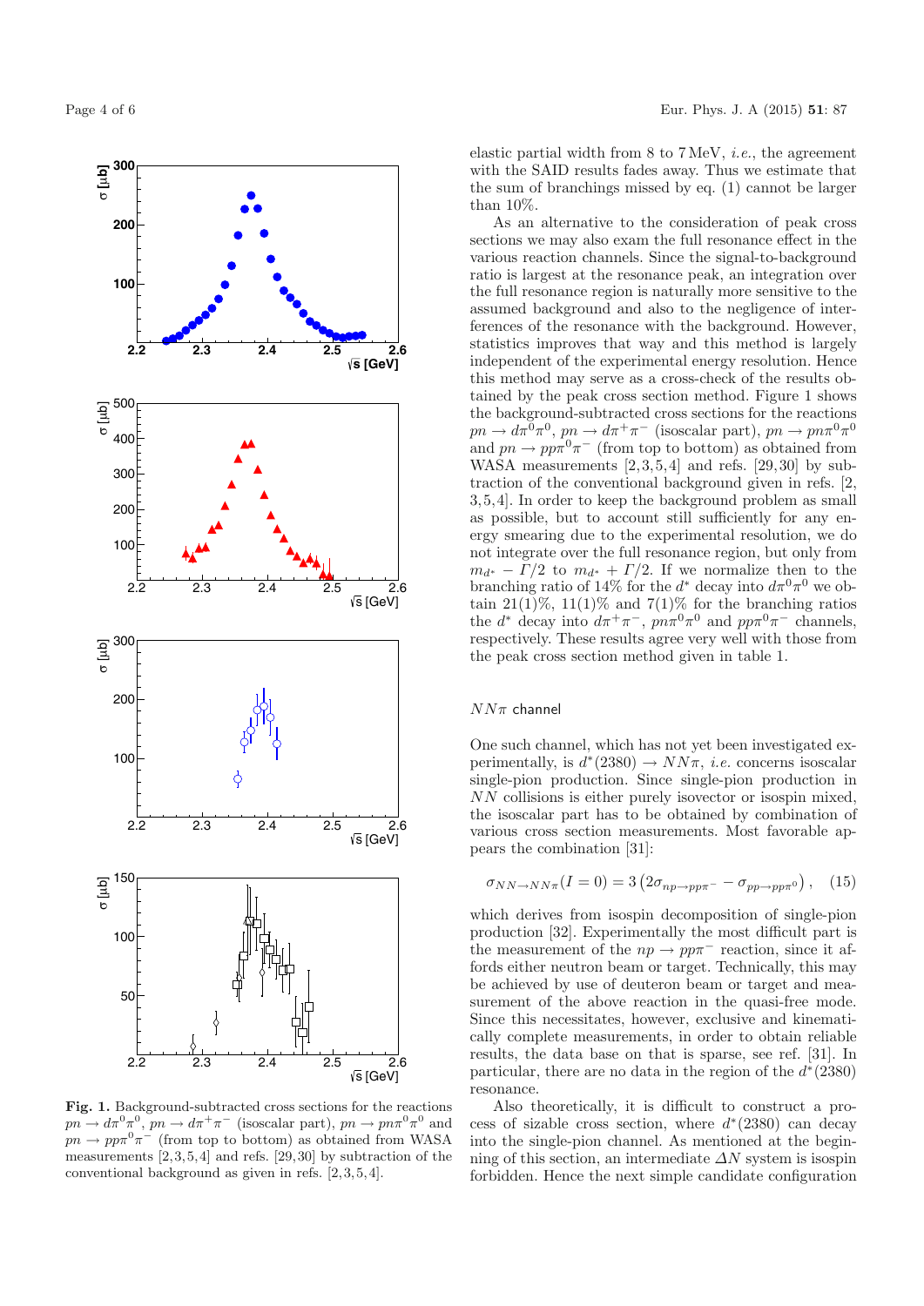elastic partial width from 8 to 7 MeV, *i.e.*, the agreement with the SAID results fades away. Thus we estimate that the sum of branchings missed by eq. (1) cannot be larger than 10%.

As an alternative to the consideration of peak cross sections we may also exam the full resonance effect in the various reaction channels. Since the signal-to-background ratio is largest at the resonance peak, an integration over the full resonance region is naturally more sensitive to the assumed background and also to the negligence of interferences of the resonance with the background. However, statistics improves that way and this method is largely independent of the experimental energy resolution. Hence this method may serve as a cross-check of the results obtained by the peak cross section method. Figure 1 shows the background-subtracted cross sections for the reactions $pn \to d\pi^0\pi^0$, $pn \to d\pi^+\pi^-$ (isoscalar part), $pn \to pn\pi^0\pi^0$ and $pn \to pp\pi^0\pi^-$ (from top to bottom) as obtained from WASA measurements [2,3,5,4] and refs. [29,30] by subtraction of the conventional background given in refs. [2,3,5,4]. In order to keep the background problem as small as possible, but to account still sufficiently for any energy smearing due to the experimental resolution, we do not integrate over the full resonance region, but only from $m_{d^*} - \Gamma/2$ to $m_{d^*} + \Gamma/2$. If we normalize then to the branching ratio of 14% for the $d^*$ decay into $d\pi^0\pi^0$ we obtain 21(1)%, 11(1)% and 7(1)% for the branching ratios the $d^*$ decay into $d\pi^+\pi^-$, $pn\pi^0\pi^0$ and $pp\pi^0\pi^-$ channels, respectively. These results agree very well with those from the peak cross section method given in table 1.

**Fig. 1.** Background-subtracted cross sections for the reactions $pn \to d\pi^0\pi^0$, $pn \to d\pi^+\pi^-$ (isoscalar part), $pn \to pn\pi^0\pi^0$ and $pn \to pp\pi^0\pi^-$ (from top to bottom) as obtained from WASA measurements [2,3,5,4] and refs. [29,30] by subtraction of the conventional background as given in refs. [2,3,5,4].

### $NN\pi$ channel

One such channel, which has not yet been investigated experimentally, is $d^*(2380) \to NN\pi$, *i.e.* concerns isoscalar single-pion production. Since single-pion production in $NN$ collisions is either purely isovector or isospin mixed, the isoscalar part has to be obtained by combination of various cross section measurements. Most favorable appears the combination [31]:

$$\sigma_{NN\to NN\pi}(I=0) = 3\left(2\sigma_{np\to pp\pi^-} - \sigma_{pp\to pp\pi^0}\right), \quad (15)$$

which derives from isospin decomposition of single-pion production [32]. Experimentally the most difficult part is the measurement of the $np \to pp\pi^-$ reaction, since it affords either neutron beam or target. Technically, this may be achieved by use of deuteron beam or target and measurement of the above reaction in the quasi-free mode. Since this necessitates, however, exclusive and kinematically complete measurements, in order to obtain reliable results, the data base on that is sparse, see ref. [31]. In particular, there are no data in the region of the $d^*(2380)$ resonance.

Also theoretically, it is difficult to construct a process of sizable cross section, where $d^*(2380)$ can decay into the single-pion channel. As mentioned at the beginning of this section, an intermediate $\Delta N$ system is isospin forbidden. Hence the next simple candidate configuration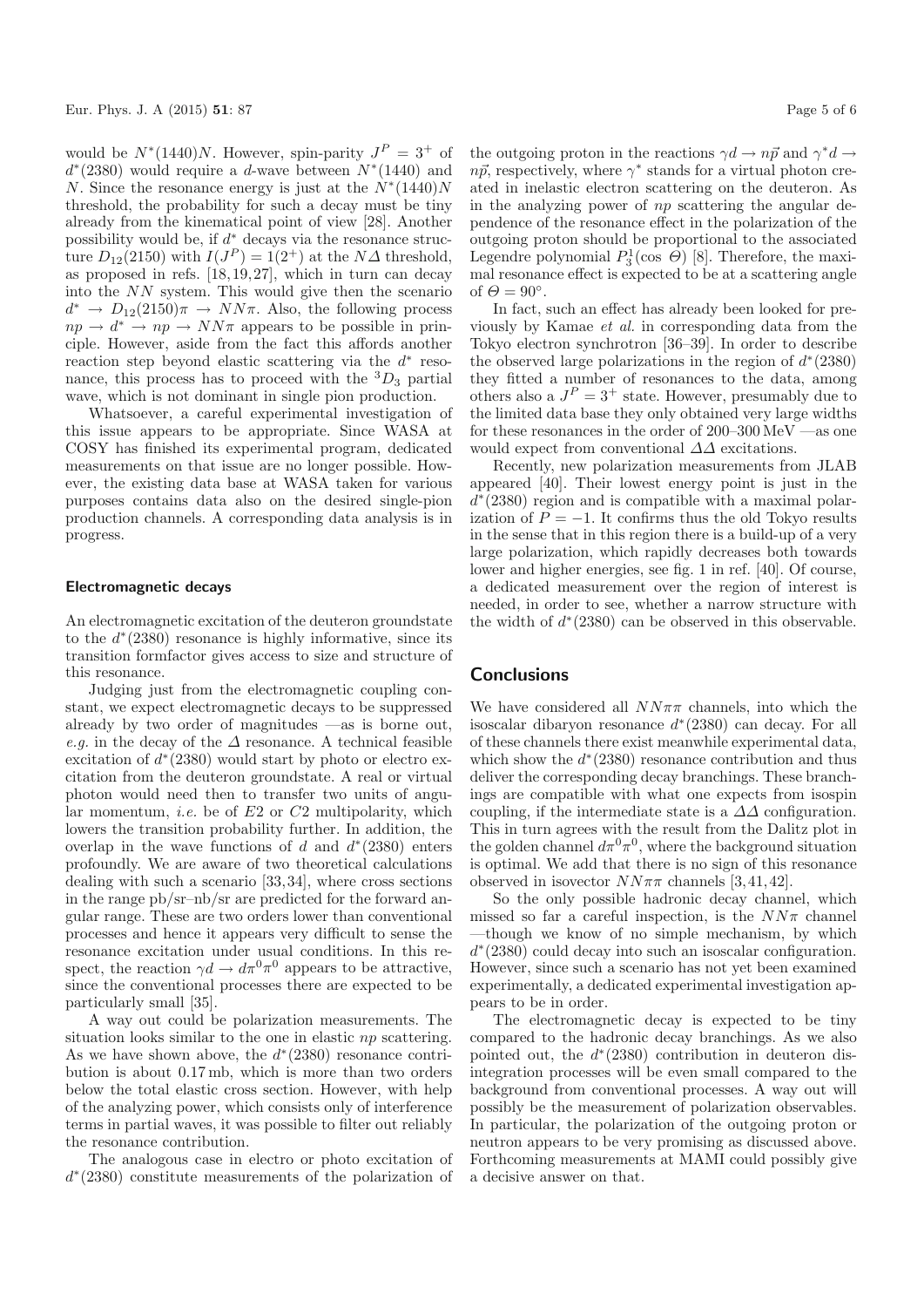would be $N^*(1440)N$. However, spin-parity $J^P = 3^+$ of $d^*(2380)$ would require a $d$-wave between $N^*(1440)$ and $N$. Since the resonance energy is just at the $N^*(1440)N$ threshold, the probability for such a decay must be tiny already from the kinematical point of view [28]. Another possibility would be, if $d^*$ decays via the resonance structure $D_{12}(2150)$ with $I(J^P) = 1(2^+)$ at the $N\Delta$ threshold, as proposed in refs. [18,19,27], which in turn can decay into the $NN$ system. This would give then the scenario $d^* \to D_{12}(2150)\pi \to NN\pi$. Also, the following process $np \to d^* \to np \to NN\pi$ appears to be possible in principle. However, aside from the fact this affords another reaction step beyond elastic scattering via the $d^*$ resonance, this process has to proceed with the $^3D_3$ partial wave, which is not dominant in single pion production.

Whatsoever, a careful experimental investigation of this issue appears to be appropriate. Since WASA at COSY has finished its experimental program, dedicated measurements on that issue are no longer possible. However, the existing data base at WASA taken for various purposes contains data also on the desired single-pion production channels. A corresponding data analysis is in progress.

#### Electromagnetic decays

An electromagnetic excitation of the deuteron groundstate to the $d^*(2380)$ resonance is highly informative, since its transition formfactor gives access to size and structure of this resonance.

Judging just from the electromagnetic coupling constant, we expect electromagnetic decays to be suppressed already by two order of magnitudes —as is borne out, *e.g.* in the decay of the $\Delta$ resonance. A technical feasible excitation of $d^*(2380)$ would start by photo or electro excitation from the deuteron groundstate. A real or virtual photon would need then to transfer two units of angular momentum, *i.e.* be of $E2$ or $C2$ multipolarity, which lowers the transition probability further. In addition, the overlap in the wave functions of $d$ and $d^*(2380)$ enters profoundly. We are aware of two theoretical calculations dealing with such a scenario [33,34], where cross sections in the range pb/sr–nb/sr are predicted for the forward angular range. These are two orders lower than conventional processes and hence it appears very difficult to sense the resonance excitation under usual conditions. In this respect, the reaction $\gamma d \to d\pi^0\pi^0$ appears to be attractive, since the conventional processes there are expected to be particularly small [35].

A way out could be polarization measurements. The situation looks similar to the one in elastic $np$ scattering. As we have shown above, the $d^*(2380)$ resonance contribution is about 0.17 mb, which is more than two orders below the total elastic cross section. However, with help of the analyzing power, which consists only of interference terms in partial waves, it was possible to filter out reliably the resonance contribution.

The analogous case in electro or photo excitation of $d^*(2380)$ constitute measurements of the polarization of the outgoing proton in the reactions $\gamma d \to n\vec{p}$ and $\gamma^* d \to n\vec{p}$, respectively, where $\gamma^*$ stands for a virtual photon created in inelastic electron scattering on the deuteron. As in the analyzing power of $np$ scattering the angular dependence of the resonance effect in the polarization of the outgoing proton should be proportional to the associated Legendre polynomial $P_3^1(\cos\,\Theta)$ [8]. Therefore, the maximal resonance effect is expected to be at a scattering angle of $\Theta = 90^\circ$.

In fact, such an effect has already been looked for previously by Kamae *et al.* in corresponding data from the Tokyo electron synchrotron [36–39]. In order to describe the observed large polarizations in the region of $d^*(2380)$ they fitted a number of resonances to the data, among others also a $J^P = 3^+$ state. However, presumably due to the limited data base they only obtained very large widths for these resonances in the order of 200–300 MeV —as one would expect from conventional $\Delta\Delta$ excitations.

Recently, new polarization measurements from JLAB appeared [40]. Their lowest energy point is just in the $d^*(2380)$ region and is compatible with a maximal polarization of $P = -1$. It confirms thus the old Tokyo results in the sense that in this region there is a build-up of a very large polarization, which rapidly decreases both towards lower and higher energies, see fig. 1 in ref. [40]. Of course, a dedicated measurement over the region of interest is needed, in order to see, whether a narrow structure with the width of $d^*(2380)$ can be observed in this observable.

## Conclusions

We have considered all $NN\pi\pi$ channels, into which the isoscalar dibaryon resonance $d^*(2380)$ can decay. For all of these channels there exist meanwhile experimental data, which show the $d^*(2380)$ resonance contribution and thus deliver the corresponding decay branchings. These branchings are compatible with what one expects from isospin coupling, if the intermediate state is a $\Delta\Delta$ configuration. This in turn agrees with the result from the Dalitz plot in the golden channel $d\pi^0\pi^0$, where the background situation is optimal. We add that there is no sign of this resonance observed in isovector $NN\pi\pi$ channels [3,41,42].

So the only possible hadronic decay channel, which missed so far a careful inspection, is the $NN\pi$ channel —though we know of no simple mechanism, by which $d^*(2380)$ could decay into such an isoscalar configuration. However, since such a scenario has not yet been examined experimentally, a dedicated experimental investigation appears to be in order.

The electromagnetic decay is expected to be tiny compared to the hadronic decay branchings. As we also pointed out, the $d^*(2380)$ contribution in deuteron disintegration processes will be even small compared to the background from conventional processes. A way out will possibly be the measurement of polarization observables. In particular, the polarization of the outgoing proton or neutron appears to be very promising as discussed above. Forthcoming measurements at MAMI could possibly give a decisive answer on that.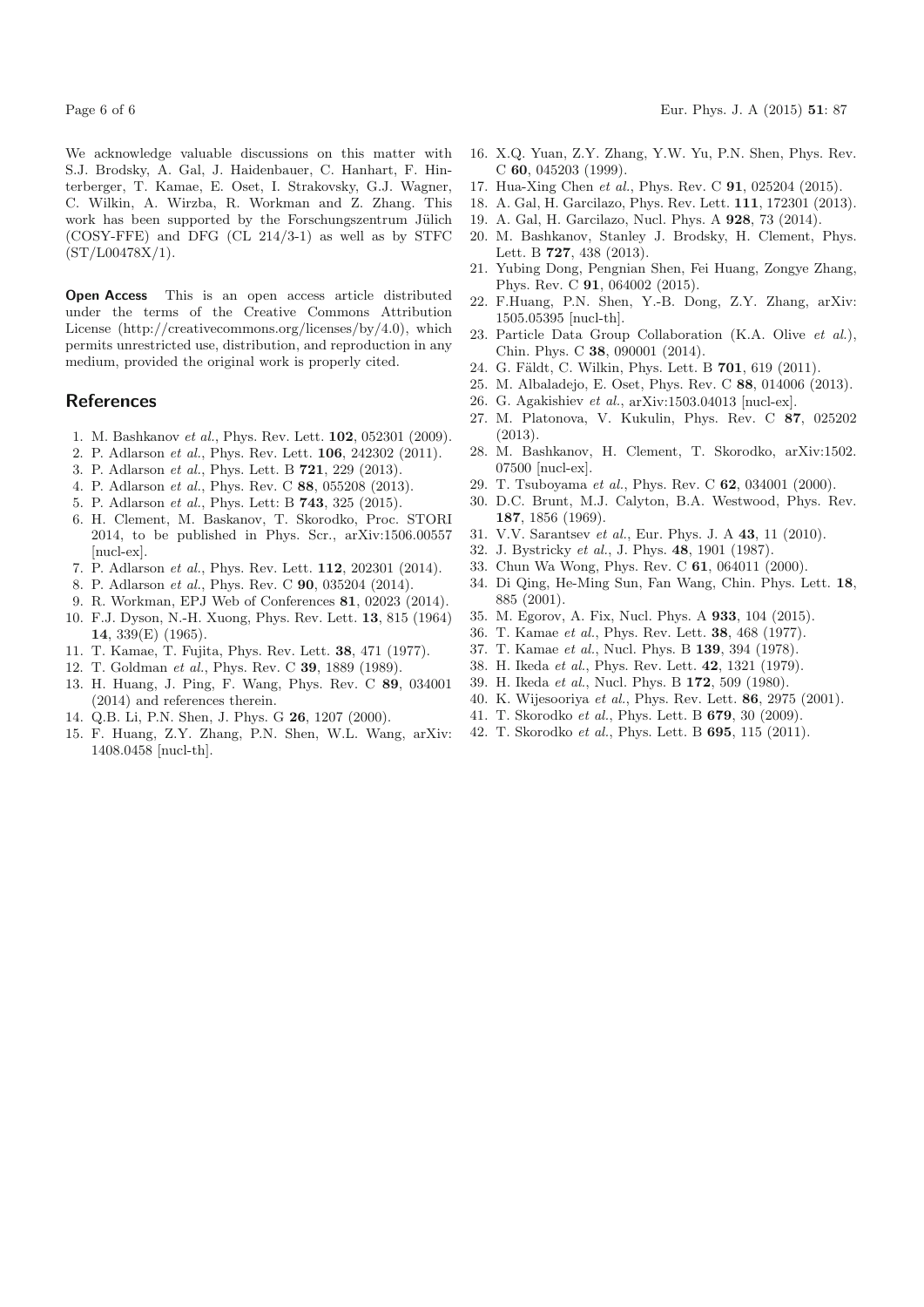We acknowledge valuable discussions on this matter with S.J. Brodsky, A. Gal, J. Haidenbauer, C. Hanhart, F. Hinterberger, T. Kamae, E. Oset, I. Strakovsky, G.J. Wagner, C. Wilkin, A. Wirzba, R. Workman and Z. Zhang. This work has been supported by the Forschungszentrum Jülich (COSY-FFE) and DFG (CL 214/3-1) as well as by STFC (ST/L00478X/1).

**Open Access** This is an open access article distributed under the terms of the Creative Commons Attribution License (http://creativecommons.org/licenses/by/4.0), which permits unrestricted use, distribution, and reproduction in any medium, provided the original work is properly cited.

## References

1. M. Bashkanov *et al.*, Phys. Rev. Lett. **102**, 052301 (2009).
2. P. Adlarson *et al.*, Phys. Rev. Lett. **106**, 242302 (2011).
3. P. Adlarson *et al.*, Phys. Lett. B **721**, 229 (2013).
4. P. Adlarson *et al.*, Phys. Rev. C **88**, 055208 (2013).
5. P. Adlarson *et al.*, Phys. Lett: B **743**, 325 (2015).
6. H. Clement, M. Baskanov, T. Skorodko, Proc. STORI 2014, to be published in Phys. Scr., arXiv:1506.00557 [nucl-ex].
7. P. Adlarson *et al.*, Phys. Rev. Lett. **112**, 202301 (2014).
8. P. Adlarson *et al.*, Phys. Rev. C **90**, 035204 (2014).
9. R. Workman, EPJ Web of Conferences **81**, 02023 (2014).
10. F.J. Dyson, N.-H. Xuong, Phys. Rev. Lett. **13**, 815 (1964) **14**, 339(E) (1965).
11. T. Kamae, T. Fujita, Phys. Rev. Lett. **38**, 471 (1977).
12. T. Goldman *et al.*, Phys. Rev. C **39**, 1889 (1989).
13. H. Huang, J. Ping, F. Wang, Phys. Rev. C **89**, 034001 (2014) and references therein.
14. Q.B. Li, P.N. Shen, J. Phys. G **26**, 1207 (2000).
15. F. Huang, Z.Y. Zhang, P.N. Shen, W.L. Wang, arXiv: 1408.0458 [nucl-th].
16. X.Q. Yuan, Z.Y. Zhang, Y.W. Yu, P.N. Shen, Phys. Rev. C **60**, 045203 (1999).
17. Hua-Xing Chen *et al.*, Phys. Rev. C **91**, 025204 (2015).
18. A. Gal, H. Garcilazo, Phys. Rev. Lett. **111**, 172301 (2013).
19. A. Gal, H. Garcilazo, Nucl. Phys. A **928**, 73 (2014).
20. M. Bashkanov, Stanley J. Brodsky, H. Clement, Phys. Lett. B **727**, 438 (2013).
21. Yubing Dong, Pengnian Shen, Fei Huang, Zongye Zhang, Phys. Rev. C **91**, 064002 (2015).
22. F.Huang, P.N. Shen, Y.-B. Dong, Z.Y. Zhang, arXiv: 1505.05395 [nucl-th].
23. Particle Data Group Collaboration (K.A. Olive *et al.*), Chin. Phys. C **38**, 090001 (2014).
24. G. Fäldt, C. Wilkin, Phys. Lett. B **701**, 619 (2011).
25. M. Albaladejo, E. Oset, Phys. Rev. C **88**, 014006 (2013).
26. G. Agakishiev *et al.*, arXiv:1503.04013 [nucl-ex].
27. M. Platonova, V. Kukulin, Phys. Rev. C **87**, 025202 (2013).
28. M. Bashkanov, H. Clement, T. Skorodko, arXiv:1502. 07500 [nucl-ex].
29. T. Tsuboyama *et al.*, Phys. Rev. C **62**, 034001 (2000).
30. D.C. Brunt, M.J. Calyton, B.A. Westwood, Phys. Rev. **187**, 1856 (1969).
31. V.V. Sarantsev *et al.*, Eur. Phys. J. A **43**, 11 (2010).
32. J. Bystricky *et al.*, J. Phys. **48**, 1901 (1987).
33. Chun Wa Wong, Phys. Rev. C **61**, 064011 (2000).
34. Di Qing, He-Ming Sun, Fan Wang, Chin. Phys. Lett. **18**, 885 (2001).
35. M. Egorov, A. Fix, Nucl. Phys. A **933**, 104 (2015).
36. T. Kamae *et al.*, Phys. Rev. Lett. **38**, 468 (1977).
37. T. Kamae *et al.*, Nucl. Phys. B **139**, 394 (1978).
38. H. Ikeda *et al.*, Phys. Rev. Lett. **42**, 1321 (1979).
39. H. Ikeda *et al.*, Nucl. Phys. B **172**, 509 (1980).
40. K. Wijesooriya *et al.*, Phys. Rev. Lett. **86**, 2975 (2001).
41. T. Skorodko *et al.*, Phys. Lett. B **679**, 30 (2009).
42. T. Skorodko *et al.*, Phys. Lett. B **695**, 115 (2011).